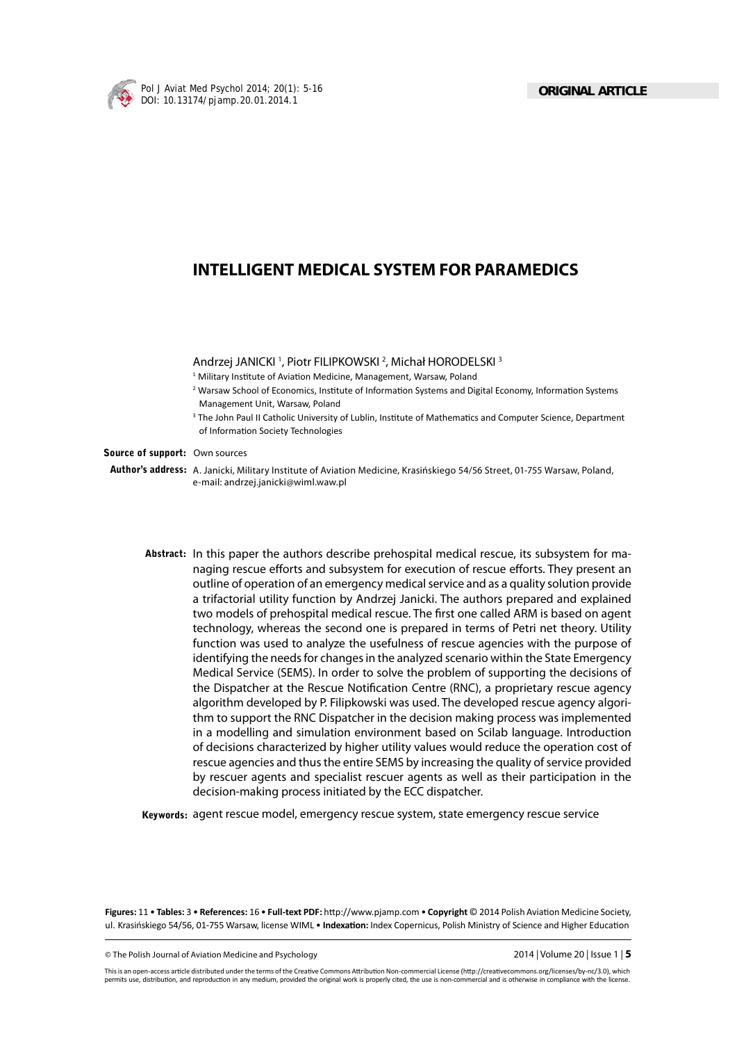ORIGINAL ARTICLE

# INTELLIGENT MEDICAL SYSTEM FOR PARAMEDICS

Andrzej JANICKI [1], Piotr FILIPKOWSKI [2], Michał HORODELSKI [3]

[1] Military Institute of Aviation Medicine, Management, Warsaw, Poland

[2] Warsaw School of Economics, Institute of Information Systems and Digital Economy, Information Systems Management Unit, Warsaw, Poland

[3] The John Paul II Catholic University of Lublin, Institute of Mathematics and Computer Science, Department of Information Society Technologies

**Source of support:** Own sources

**Author's address:** A. Janicki, Military Institute of Aviation Medicine, Krasińskiego 54/56 Street, 01-755 Warsaw, Poland, e-mail: andrzej.janicki@wiml.waw.pl

**Abstract:** In this paper the authors describe prehospital medical rescue, its subsystem for managing rescue efforts and subsystem for execution of rescue efforts. They present an outline of operation of an emergency medical service and as a quality solution provide a trifactorial utility function by Andrzej Janicki. The authors prepared and explained two models of prehospital medical rescue. The first one called ARM is based on agent technology, whereas the second one is prepared in terms of Petri net theory. Utility function was used to analyze the usefulness of rescue agencies with the purpose of identifying the needs for changes in the analyzed scenario within the State Emergency Medical Service (SEMS). In order to solve the problem of supporting the decisions of the Dispatcher at the Rescue Notification Centre (RNC), a proprietary rescue agency algorithm developed by P. Filipkowski was used. The developed rescue agency algorithm to support the RNC Dispatcher in the decision making process was implemented in a modelling and simulation environment based on Scilab language. Introduction of decisions characterized by higher utility values would reduce the operation cost of rescue agencies and thus the entire SEMS by increasing the quality of service provided by rescuer agents and specialist rescuer agents as well as their participation in the decision-making process initiated by the ECC dispatcher.

**Keywords:** agent rescue model, emergency rescue system, state emergency rescue service

**Figures:** 11 • **Tables:** 3 • **References:** 16 • **Full-text PDF:** http://www.pjamp.com • **Copyright** © 2014 Polish Aviation Medicine Society, ul. Krasińskiego 54/56, 01-755 Warsaw, license WIML • **Indexation:** Index Copernicus, Polish Ministry of Science and Higher Education

This is an open-access article distributed under the terms of the Creative Commons Attribution Non-commercial License (http://creativecommons.org/licenses/by-nc/3.0), which permits use, distribution, and reproduction in any medium, provided the original work is properly cited, the use is non-commercial and is otherwise in compliance with the license.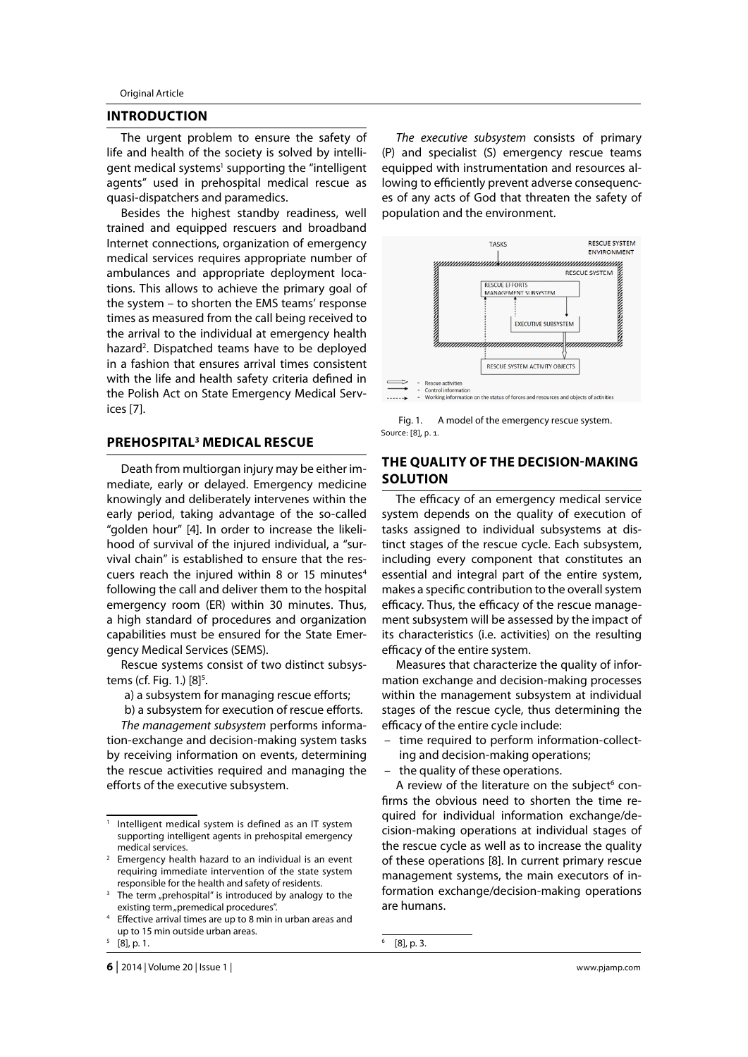## INTRODUCTION

The urgent problem to ensure the safety of life and health of the society is solved by intelligent medical systems[1] supporting the "intelligent agents" used in prehospital medical rescue as quasi-dispatchers and paramedics.

Besides the highest standby readiness, well trained and equipped rescuers and broadband Internet connections, organization of emergency medical services requires appropriate number of ambulances and appropriate deployment locations. This allows to achieve the primary goal of the system – to shorten the EMS teams' response times as measured from the call being received to the arrival to the individual at emergency health hazard[2]. Dispatched teams have to be deployed in a fashion that ensures arrival times consistent with the life and health safety criteria defined in the Polish Act on State Emergency Medical Services [7].

## PREHOSPITAL[3] MEDICAL RESCUE

Death from multiorgan injury may be either immediate, early or delayed. Emergency medicine knowingly and deliberately intervenes within the early period, taking advantage of the so-called "golden hour" [4]. In order to increase the likelihood of survival of the injured individual, a "survival chain" is established to ensure that the rescuers reach the injured within 8 or 15 minutes[4] following the call and deliver them to the hospital emergency room (ER) within 30 minutes. Thus, a high standard of procedures and organization capabilities must be ensured for the State Emergency Medical Services (SEMS).

Rescue systems consist of two distinct subsystems (cf. Fig. 1.) [8][5].

a) a subsystem for managing rescue efforts;

b) a subsystem for execution of rescue efforts.

*The management subsystem* performs information-exchange and decision-making system tasks by receiving information on events, determining the rescue activities required and managing the efforts of the executive subsystem.

*The executive subsystem* consists of primary (P) and specialist (S) emergency rescue teams equipped with instrumentation and resources allowing to efficiently prevent adverse consequences of any acts of God that threaten the safety of population and the environment.

Fig. 1. A model of the emergency rescue system.
Source: [8], p. 1.

## THE QUALITY OF THE DECISION-MAKING SOLUTION

The efficacy of an emergency medical service system depends on the quality of execution of tasks assigned to individual subsystems at distinct stages of the rescue cycle. Each subsystem, including every component that constitutes an essential and integral part of the entire system, makes a specific contribution to the overall system efficacy. Thus, the efficacy of the rescue management subsystem will be assessed by the impact of its characteristics (i.e. activities) on the resulting efficacy of the entire system.

Measures that characterize the quality of information exchange and decision-making processes within the management subsystem at individual stages of the rescue cycle, thus determining the efficacy of the entire cycle include:

- time required to perform information-collecting and decision-making operations;
- the quality of these operations.

A review of the literature on the subject[6] confirms the obvious need to shorten the time required for individual information exchange/decision-making operations at individual stages of the rescue cycle as well as to increase the quality of these operations [8]. In current primary rescue management systems, the main executors of information exchange/decision-making operations are humans.

---

[1] Intelligent medical system is defined as an IT system supporting intelligent agents in prehospital emergency medical services.

[2] Emergency health hazard to an individual is an event requiring immediate intervention of the state system responsible for the health and safety of residents.

[3] The term „prehospital" is introduced by analogy to the existing term „premedical procedures".

[4] Effective arrival times are up to 8 min in urban areas and up to 15 min outside urban areas.

[5] [8], p. 1.

[6] [8], p. 3.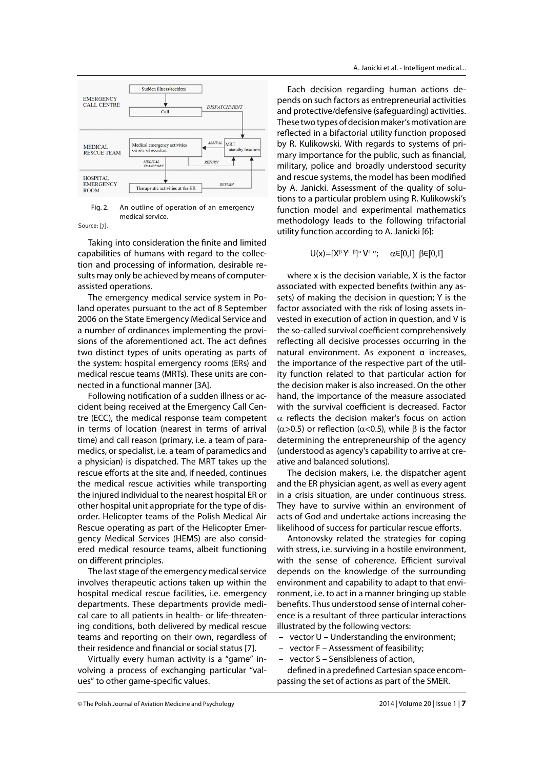Fig. 2. An outline of operation of an emergency medical service.

Source: [7].

Taking into consideration the finite and limited capabilities of humans with regard to the collection and processing of information, desirable results may only be achieved by means of computer-assisted operations.

The emergency medical service system in Poland operates pursuant to the act of 8 September 2006 on the State Emergency Medical Service and a number of ordinances implementing the provisions of the aforementioned act. The act defines two distinct types of units operating as parts of the system: hospital emergency rooms (ERs) and medical rescue teams (MRTs). These units are connected in a functional manner [3A].

Following notification of a sudden illness or accident being received at the Emergency Call Centre (ECC), the medical response team competent in terms of location (nearest in terms of arrival time) and call reason (primary, i.e. a team of paramedics, or specialist, i.e. a team of paramedics and a physician) is dispatched. The MRT takes up the rescue efforts at the site and, if needed, continues the medical rescue activities while transporting the injured individual to the nearest hospital ER or other hospital unit appropriate for the type of disorder. Helicopter teams of the Polish Medical Air Rescue operating as part of the Helicopter Emergency Medical Services (HEMS) are also considered medical resource teams, albeit functioning on different principles.

The last stage of the emergency medical service involves therapeutic actions taken up within the hospital medical rescue facilities, i.e. emergency departments. These departments provide medical care to all patients in health- or life-threatening conditions, both delivered by medical rescue teams and reporting on their own, regardless of their residence and financial or social status [7].

Virtually every human activity is a "game" involving a process of exchanging particular "values" to other game-specific values.

Each decision regarding human actions depends on such factors as entrepreneurial activities and protective/defensive (safeguarding) activities. These two types of decision maker's motivation are reflected in a bifactorial utility function proposed by R. Kulikowski. With regards to systems of primary importance for the public, such as financial, military, police and broadly understood security and rescue systems, the model has been modified by A. Janicki. Assessment of the quality of solutions to a particular problem using R. Kulikowski's function model and experimental mathematics methodology leads to the following trifactorial utility function according to A. Janicki [6]:

$$U(x)=[X^{\beta}\,Y^{1-\beta}]^{\alpha}\,V^{1-\alpha}; \quad \alpha\in[0,1] \;\; \beta\in[0,1]$$

where x is the decision variable, X is the factor associated with expected benefits (within any assets) of making the decision in question; Y is the factor associated with the risk of losing assets invested in execution of action in question, and V is the so-called survival coefficient comprehensively reflecting all decisive processes occurring in the natural environment. As exponent α increases, the importance of the respective part of the utility function related to that particular action for the decision maker is also increased. On the other hand, the importance of the measure associated with the survival coefficient is decreased. Factor $\alpha$ reflects the decision maker's focus on action ($\alpha$>0.5) or reflection ($\alpha$<0.5), while $\beta$ is the factor determining the entrepreneurship of the agency (understood as agency's capability to arrive at creative and balanced solutions).

The decision makers, i.e. the dispatcher agent and the ER physician agent, as well as every agent in a crisis situation, are under continuous stress. They have to survive within an environment of acts of God and undertake actions increasing the likelihood of success for particular rescue efforts.

Antonovsky related the strategies for coping with stress, i.e. surviving in a hostile environment, with the sense of coherence. Efficient survival depends on the knowledge of the surrounding environment and capability to adapt to that environment, i.e. to act in a manner bringing up stable benefits. Thus understood sense of internal coherence is a resultant of three particular interactions illustrated by the following vectors:

- vector U – Understanding the environment;
- vector F – Assessment of feasibility;
- vector S – Sensibleness of action,

defined in a predefined Cartesian space encompassing the set of actions as part of the SMER.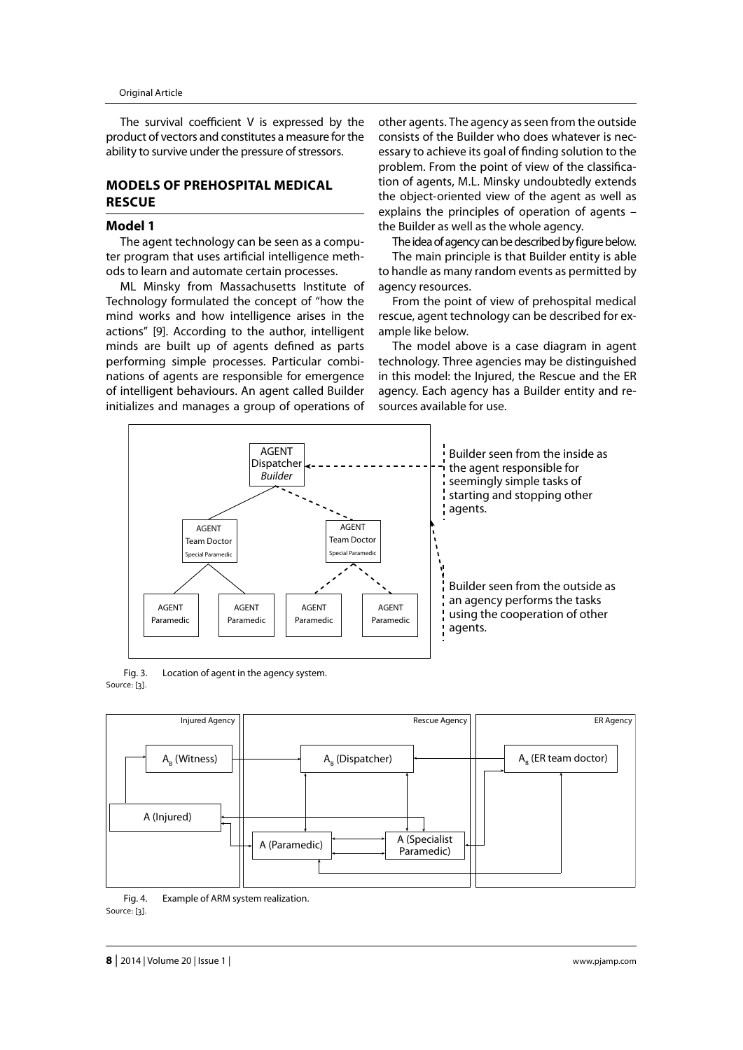The survival coefficient V is expressed by the product of vectors and constitutes a measure for the ability to survive under the pressure of stressors.

## MODELS OF PREHOSPITAL MEDICAL RESCUE

### Model 1

The agent technology can be seen as a computer program that uses artificial intelligence methods to learn and automate certain processes.

ML Minsky from Massachusetts Institute of Technology formulated the concept of "how the mind works and how intelligence arises in the actions" [9]. According to the author, intelligent minds are built up of agents defined as parts performing simple processes. Particular combinations of agents are responsible for emergence of intelligent behaviours. An agent called Builder initializes and manages a group of operations of other agents. The agency as seen from the outside consists of the Builder who does whatever is necessary to achieve its goal of finding solution to the problem. From the point of view of the classification of agents, M.L. Minsky undoubtedly extends the object-oriented view of the agent as well as explains the principles of operation of agents – the Builder as well as the whole agency.

The idea of agency can be described by figure below.

The main principle is that Builder entity is able to handle as many random events as permitted by agency resources.

From the point of view of prehospital medical rescue, agent technology can be described for example like below.

The model above is a case diagram in agent technology. Three agencies may be distinguished in this model: the Injured, the Rescue and the ER agency. Each agency has a Builder entity and resources available for use.

AGENT Dispatcher *Builder*

AGENT Team Doctor Special Paramedic | AGENT Team Doctor Special Paramedic

AGENT Paramedic | AGENT Paramedic | AGENT Paramedic | AGENT Paramedic

Builder seen from the inside as the agent responsible for seemingly simple tasks of starting and stopping other agents.

Builder seen from the outside as an agency performs the tasks using the cooperation of other agents.

Fig. 3. Location of agent in the agency system.
Source: [3].

Injured Agency: $A_B$ (Witness), A (Injured)

Rescue Agency: $A_B$ (Dispatcher), A (Paramedic), A (Specialist Paramedic)

ER Agency: $A_B$ (ER team doctor)

Fig. 4. Example of ARM system realization.
Source: [3].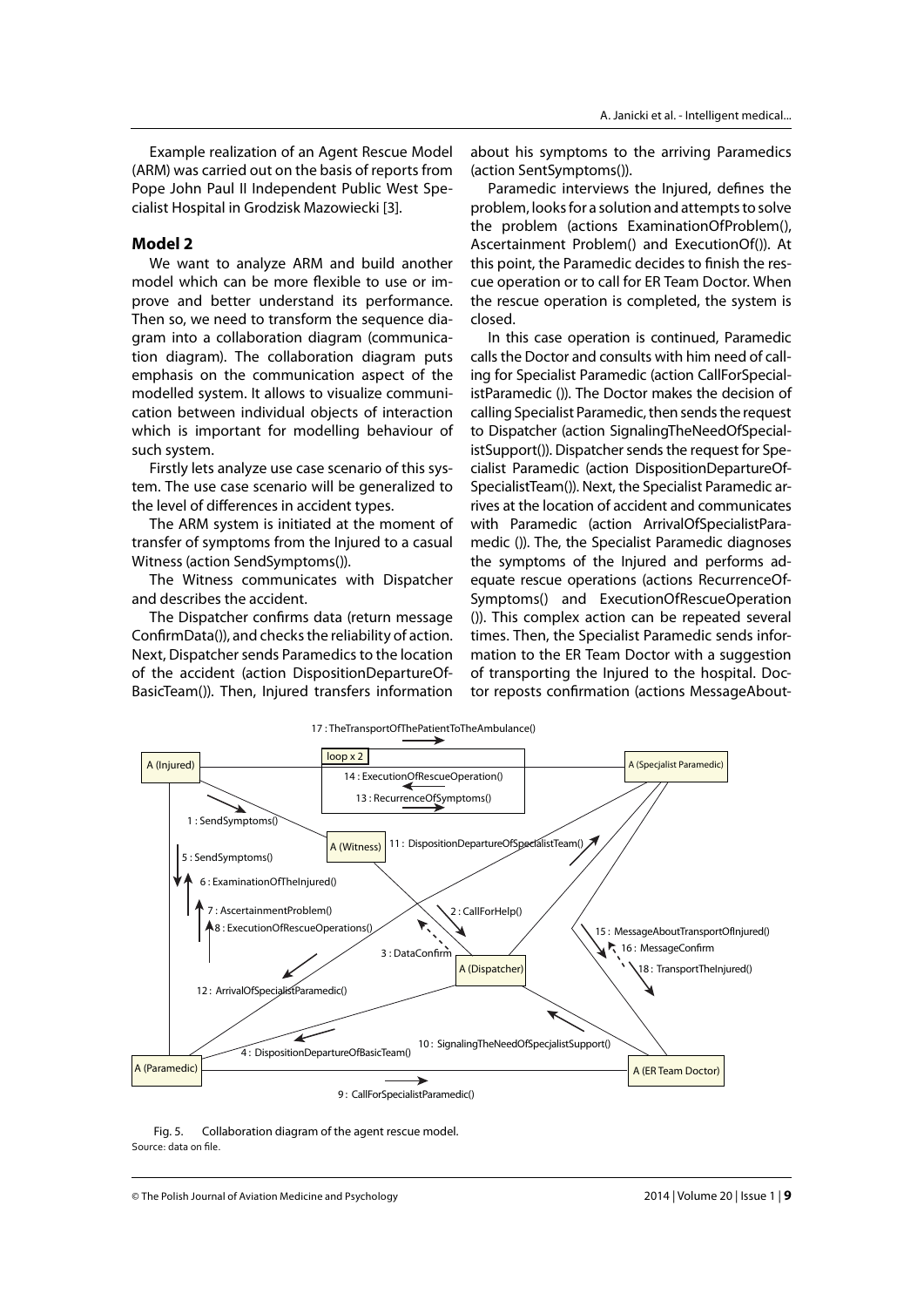Example realization of an Agent Rescue Model (ARM) was carried out on the basis of reports from Pope John Paul II Independent Public West Specialist Hospital in Grodzisk Mazowiecki [3].

### Model 2

We want to analyze ARM and build another model which can be more flexible to use or improve and better understand its performance. Then so, we need to transform the sequence diagram into a collaboration diagram (communication diagram). The collaboration diagram puts emphasis on the communication aspect of the modelled system. It allows to visualize communication between individual objects of interaction which is important for modelling behaviour of such system.

Firstly lets analyze use case scenario of this system. The use case scenario will be generalized to the level of differences in accident types.

The ARM system is initiated at the moment of transfer of symptoms from the Injured to a casual Witness (action SendSymptoms()).

The Witness communicates with Dispatcher and describes the accident.

The Dispatcher confirms data (return message ConfirmData()), and checks the reliability of action. Next, Dispatcher sends Paramedics to the location of the accident (action DispositionDepartureOfBasicTeam()). Then, Injured transfers information about his symptoms to the arriving Paramedics (action SentSymptoms()).

Paramedic interviews the Injured, defines the problem, looks for a solution and attempts to solve the problem (actions ExaminationOfProblem(), Ascertainment Problem() and ExecutionOf()). At this point, the Paramedic decides to finish the rescue operation or to call for ER Team Doctor. When the rescue operation is completed, the system is closed.

In this case operation is continued, Paramedic calls the Doctor and consults with him need of calling for Specialist Paramedic (action CallForSpecialistParamedic ()). The Doctor makes the decision of calling Specialist Paramedic, then sends the request to Dispatcher (action SignalingTheNeedOfSpecialistSupport()). Dispatcher sends the request for Specialist Paramedic (action DispositionDepartureOfSpecialistTeam()). Next, the Specialist Paramedic arrives at the location of accident and communicates with Paramedic (action ArrivalOfSpecialistParamedic ()). The, the Specialist Paramedic diagnoses the symptoms of the Injured and performs adequate rescue operations (actions RecurrenceOfSymptoms() and ExecutionOfRescueOperation ()). This complex action can be repeated several times. Then, the Specialist Paramedic sends information to the ER Team Doctor with a suggestion of transporting the Injured to the hospital. Doctor reposts confirmation (actions MessageAbout-

Fig. 5. Collaboration diagram of the agent rescue model.
Source: data on file.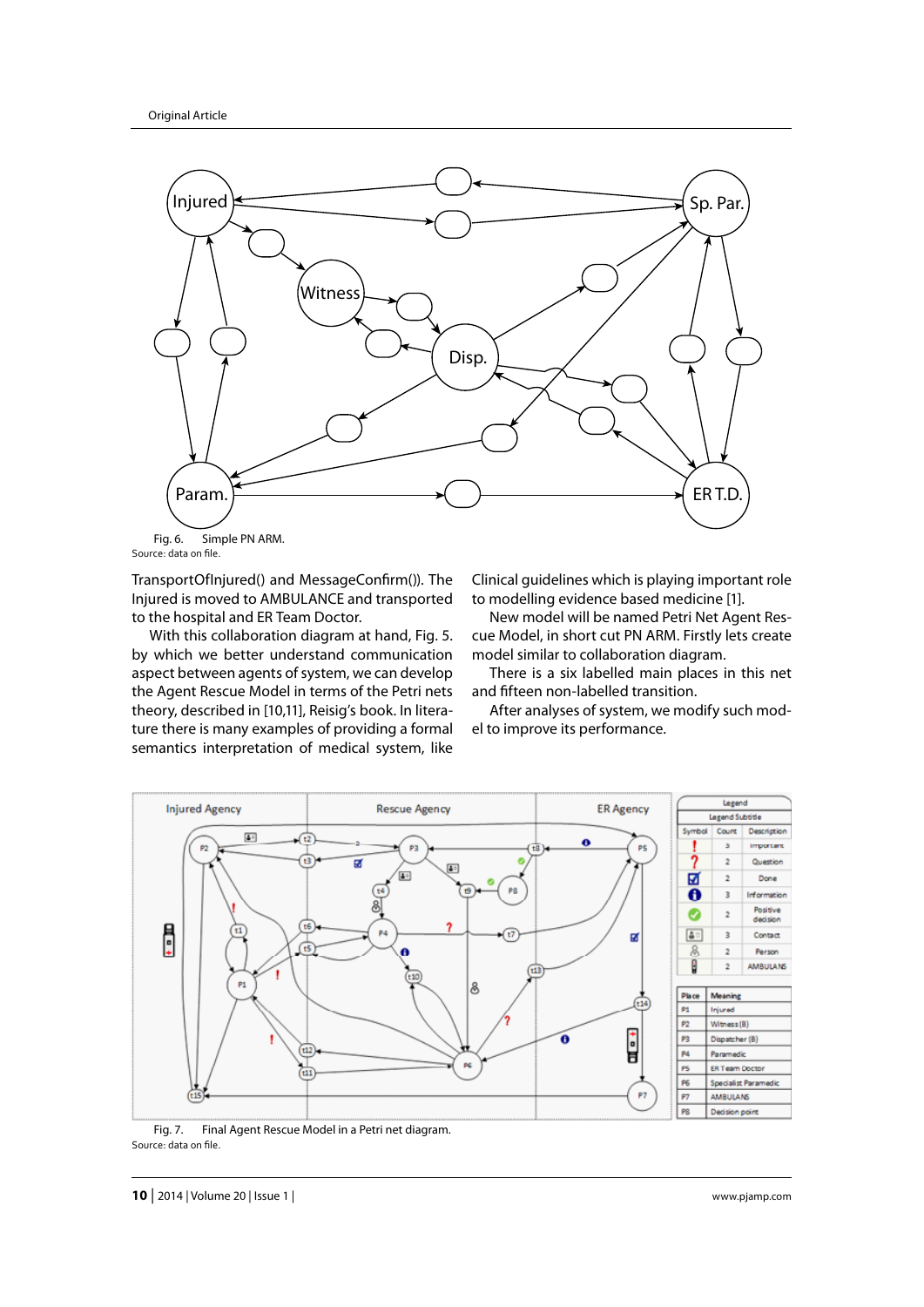Fig. 6. Simple PN ARM.
Source: data on file.

TransportOfInjured() and MessageConfirm()). The Injured is moved to AMBULANCE and transported to the hospital and ER Team Doctor.

With this collaboration diagram at hand, Fig. 5. by which we better understand communication aspect between agents of system, we can develop the Agent Rescue Model in terms of the Petri nets theory, described in [10,11], Reisig's book. In literature there is many examples of providing a formal semantics interpretation of medical system, like Clinical guidelines which is playing important role to modelling evidence based medicine [1].

New model will be named Petri Net Agent Rescue Model, in short cut PN ARM. Firstly lets create model similar to collaboration diagram.

There is a six labelled main places in this net and fifteen non-labelled transition.

After analyses of system, we modify such model to improve its performance.

Fig. 7. Final Agent Rescue Model in a Petri net diagram.
Source: data on file.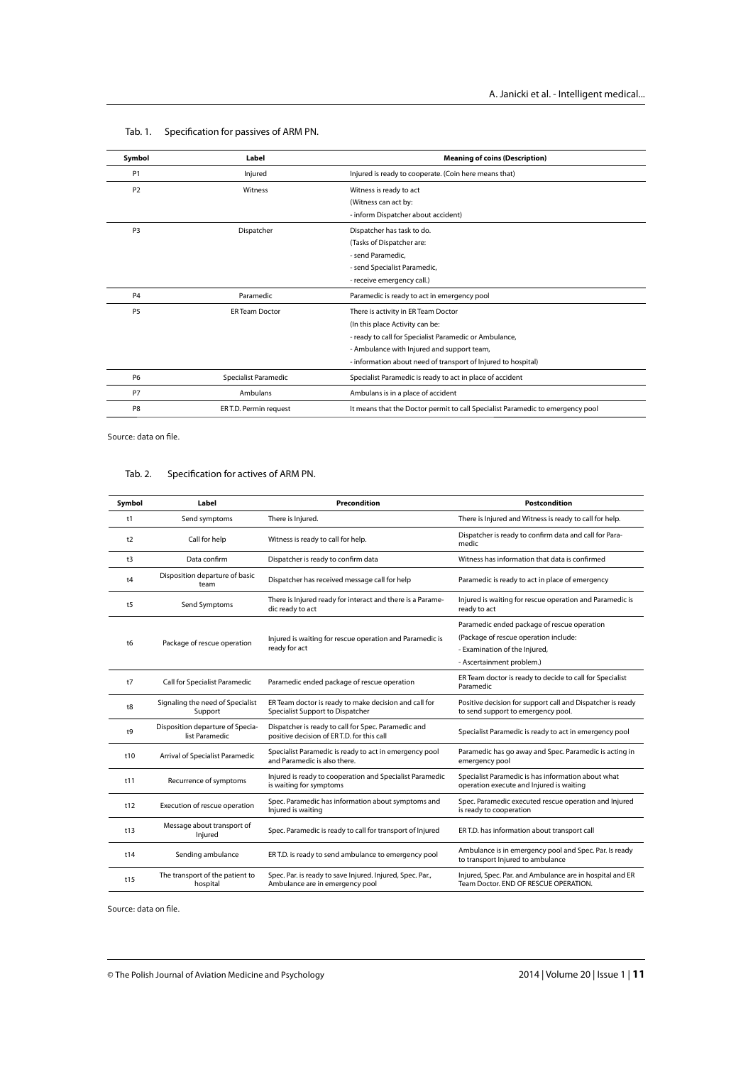Tab. 1. Specification for passives of ARM PN.

| Symbol | Label | Meaning of coins (Description) |
|---|---|---|
| P1 | Injured | Injured is ready to cooperate. (Coin here means that) |
| P2 | Witness | Witness is ready to act<br>(Witness can act by:<br>- inform Dispatcher about accident) |
| P3 | Dispatcher | Dispatcher has task to do.<br>(Tasks of Dispatcher are:<br>- send Paramedic,<br>- send Specialist Paramedic,<br>- receive emergency call.) |
| P4 | Paramedic | Paramedic is ready to act in emergency pool |
| P5 | ER Team Doctor | There is activity in ER Team Doctor<br>(In this place Activity can be:<br>- ready to call for Specialist Paramedic or Ambulance,<br>- Ambulance with Injured and support team,<br>- information about need of transport of Injured to hospital) |
| P6 | Specialist Paramedic | Specialist Paramedic is ready to act in place of accident |
| P7 | Ambulans | Ambulans is in a place of accident |
| P8 | ER T.D. Permin request | It means that the Doctor permit to call Specialist Paramedic to emergency pool |

Source: data on file.

Tab. 2. Specification for actives of ARM PN.

| Symbol | Label | Precondition | Postcondition |
|---|---|---|---|
| t1 | Send symptoms | There is Injured. | There is Injured and Witness is ready to call for help. |
| t2 | Call for help | Witness is ready to call for help. | Dispatcher is ready to confirm data and call for Paramedic |
| t3 | Data confirm | Dispatcher is ready to confirm data | Witness has information that data is confirmed |
| t4 | Disposition departure of basic team | Dispatcher has received message call for help | Paramedic is ready to act in place of emergency |
| t5 | Send Symptoms | There is Injured ready for interact and there is a Paramedic ready to act | Injured is waiting for rescue operation and Paramedic is ready to act |
| t6 | Package of rescue operation | Injured is waiting for rescue operation and Paramedic is ready for act | Paramedic ended package of rescue operation<br>(Package of rescue operation include:<br>- Examination of the Injured,<br>- Ascertainment problem.) |
| t7 | Call for Specialist Paramedic | Paramedic ended package of rescue operation | ER Team doctor is ready to decide to call for Specialist Paramedic |
| t8 | Signaling the need of Specialist Support | ER Team doctor is ready to make decision and call for Specialist Support to Dispatcher | Positive decision for support call and Dispatcher is ready to send support to emergency pool. |
| t9 | Disposition departure of Specialist Paramedic | Dispatcher is ready to call for Spec. Paramedic and positive decision of ER T.D. for this call | Specialist Paramedic is ready to act in emergency pool |
| t10 | Arrival of Specialist Paramedic | Specialist Paramedic is ready to act in emergency pool and Paramedic is also there. | Paramedic has go away and Spec. Paramedic is acting in emergency pool |
| t11 | Recurrence of symptoms | Injured is ready to cooperation and Specialist Paramedic is waiting for symptoms | Specialist Paramedic is has information about what operation execute and Injured is waiting |
| t12 | Execution of rescue operation | Spec. Paramedic has information about symptoms and Injured is waiting | Spec. Paramedic executed rescue operation and Injured is ready to cooperation |
| t13 | Message about transport of Injured | Spec. Paramedic is ready to call for transport of Injured | ER T.D. has information about transport call |
| t14 | Sending ambulance | ER T.D. is ready to send ambulance to emergency pool | Ambulance is in emergency pool and Spec. Par. Is ready to transport Injured to ambulance |
| t15 | The transport of the patient to hospital | Spec. Par. is ready to save Injured. Injured, Spec. Par., Ambulance are in emergency pool | Injured, Spec. Par. and Ambulance are in hospital and ER Team Doctor. END OF RESCUE OPERATION. |

Source: data on file.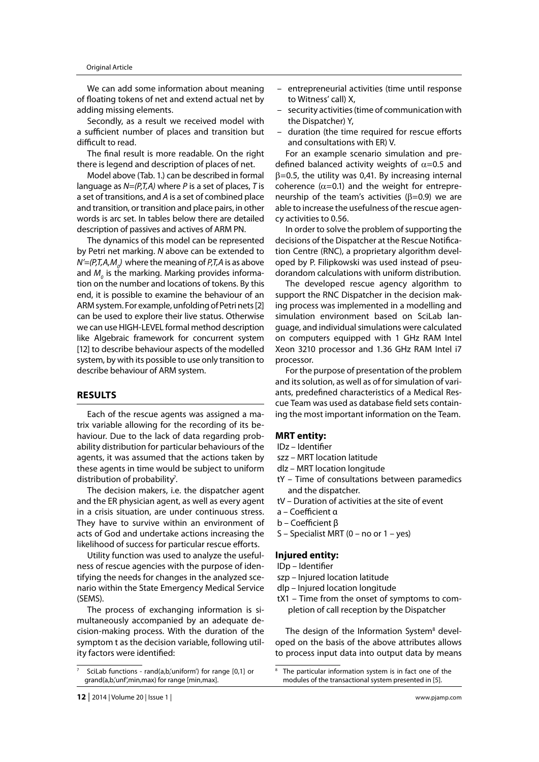We can add some information about meaning of floating tokens of net and extend actual net by adding missing elements.

Secondly, as a result we received model with a sufficient number of places and transition but difficult to read.

The final result is more readable. On the right there is legend and description of places of net.

Model above (Tab. 1.) can be described in formal language as $N=(P,T,A)$ where $P$ is a set of places, $T$ is a set of transitions, and $A$ is a set of combined place and transition, or transition and place pairs, in other words is arc set. In tables below there are detailed description of passives and actives of ARM PN.

The dynamics of this model can be represented by Petri net marking. $N$ above can be extended to $N'=(P,T,A,M_0)$ where the meaning of $P,T,A$ is as above and $M_0$ is the marking. Marking provides information on the number and locations of tokens. By this end, it is possible to examine the behaviour of an ARM system. For example, unfolding of Petri nets [2] can be used to explore their live status. Otherwise we can use HIGH-LEVEL formal method description like Algebraic framework for concurrent system [12] to describe behaviour aspects of the modelled system, by with its possible to use only transition to describe behaviour of ARM system.

## RESULTS

Each of the rescue agents was assigned a matrix variable allowing for the recording of its behaviour. Due to the lack of data regarding probability distribution for particular behaviours of the agents, it was assumed that the actions taken by these agents in time would be subject to uniform distribution of probability[7].

The decision makers, i.e. the dispatcher agent and the ER physician agent, as well as every agent in a crisis situation, are under continuous stress. They have to survive within an environment of acts of God and undertake actions increasing the likelihood of success for particular rescue efforts.

Utility function was used to analyze the usefulness of rescue agencies with the purpose of identifying the needs for changes in the analyzed scenario within the State Emergency Medical Service (SEMS).

The process of exchanging information is simultaneously accompanied by an adequate decision-making process. With the duration of the symptom t as the decision variable, following utility factors were identified:

- entrepreneurial activities (time until response to Witness' call) X,
- security activities (time of communication with the Dispatcher) Y,
- duration (the time required for rescue efforts and consultations with ER) V.

For an example scenario simulation and predefined balanced activity weights of $\alpha$=0.5 and $\beta$=0.5, the utility was 0,41. By increasing internal coherence ($\alpha$=0.1) and the weight for entrepreneurship of the team's activities ($\beta$=0.9) we are able to increase the usefulness of the rescue agency activities to 0.56.

In order to solve the problem of supporting the decisions of the Dispatcher at the Rescue Notification Centre (RNC), a proprietary algorithm developed by P. Filipkowski was used instead of pseudorandom calculations with uniform distribution.

The developed rescue agency algorithm to support the RNC Dispatcher in the decision making process was implemented in a modelling and simulation environment based on SciLab language, and individual simulations were calculated on computers equipped with 1 GHz RAM Intel Xeon 3210 processor and 1.36 GHz RAM Intel i7 processor.

For the purpose of presentation of the problem and its solution, as well as of for simulation of variants, predefined characteristics of a Medical Rescue Team was used as database field sets containing the most important information on the Team.

### MRT entity:

IDz – Identifier
szz – MRT location latitude
dlz – MRT location longitude
tY – Time of consultations between paramedics and the dispatcher.
tV – Duration of activities at the site of event
a – Coefficient α
b – Coefficient β
S – Specialist MRT (0 – no or 1 – yes)

### Injured entity:

IDp – Identifier
szp – Injured location latitude
dlp – Injured location longitude
tX1 – Time from the onset of symptoms to completion of call reception by the Dispatcher

The design of the Information System[8] developed on the basis of the above attributes allows to process input data into output data by means

[7] SciLab functions - rand(a,b,'uniform') for range [0,1] or grand(a,b,'unf',min,max) for range [min,max].

[8] The particular information system is in fact one of the modules of the transactional system presented in [5].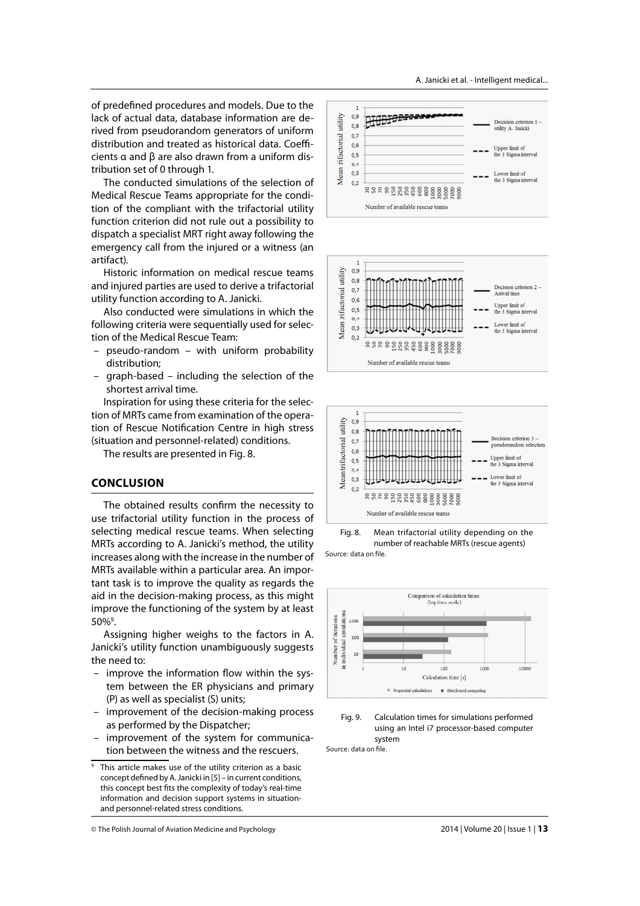of predefined procedures and models. Due to the lack of actual data, database information are derived from pseudorandom generators of uniform distribution and treated as historical data. Coefficients α and β are also drawn from a uniform distribution set of 0 through 1.

The conducted simulations of the selection of Medical Rescue Teams appropriate for the condition of the compliant with the trifactorial utility function criterion did not rule out a possibility to dispatch a specialist MRT right away following the emergency call from the injured or a witness (an artifact).

Historic information on medical rescue teams and injured parties are used to derive a trifactorial utility function according to A. Janicki.

Also conducted were simulations in which the following criteria were sequentially used for selection of the Medical Rescue Team:

- pseudo-random – with uniform probability distribution;
- graph-based – including the selection of the shortest arrival time.

Inspiration for using these criteria for the selection of MRTs came from examination of the operation of Rescue Notification Centre in high stress (situation and personnel-related) conditions.

The results are presented in Fig. 8.

## CONCLUSION

The obtained results confirm the necessity to use trifactorial utility function in the process of selecting medical rescue teams. When selecting MRTs according to A. Janicki's method, the utility increases along with the increase in the number of MRTs available within a particular area. An important task is to improve the quality as regards the aid in the decision-making process, as this might improve the functioning of the system by at least 50%[9].

Assigning higher weighs to the factors in A. Janicki's utility function unambiguously suggests the need to:

- improve the information flow within the system between the ER physicians and primary (P) as well as specialist (S) units;
- improvement of the decision-making process as performed by the Dispatcher;
- improvement of the system for communication between the witness and the rescuers.

[9] This article makes use of the utility criterion as a basic concept defined by A. Janicki in [5] – in current conditions, this concept best fits the complexity of today's real-time information and decision support systems in situation- and personnel-related stress conditions.

Fig. 8. Mean trifactorial utility depending on the number of reachable MRTs (rescue agents)

Source: data on file.

Fig. 9. Calculation times for simulations performed using an Intel i7 processor-based computer system

Source: data on file.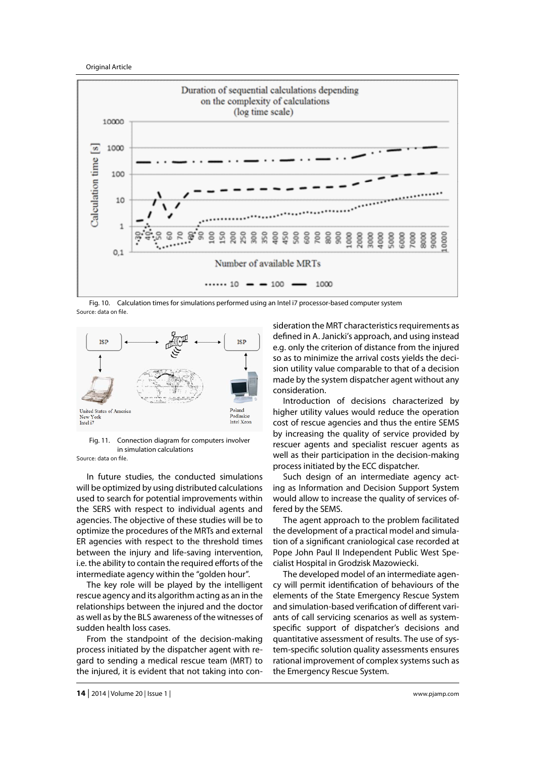Fig. 10. Calculation times for simulations performed using an Intel i7 processor-based computer system
Source: data on file.

Fig. 11. Connection diagram for computers involver in simulation calculations
Source: data on file.

In future studies, the conducted simulations will be optimized by using distributed calculations used to search for potential improvements within the SERS with respect to individual agents and agencies. The objective of these studies will be to optimize the procedures of the MRTs and external ER agencies with respect to the threshold times between the injury and life-saving intervention, i.e. the ability to contain the required efforts of the intermediate agency within the "golden hour".

The key role will be played by the intelligent rescue agency and its algorithm acting as an in the relationships between the injured and the doctor as well as by the BLS awareness of the witnesses of sudden health loss cases.

From the standpoint of the decision-making process initiated by the dispatcher agent with regard to sending a medical rescue team (MRT) to the injured, it is evident that not taking into consideration the MRT characteristics requirements as defined in A. Janicki's approach, and using instead e.g. only the criterion of distance from the injured so as to minimize the arrival costs yields the decision utility value comparable to that of a decision made by the system dispatcher agent without any consideration.

Introduction of decisions characterized by higher utility values would reduce the operation cost of rescue agencies and thus the entire SEMS by increasing the quality of service provided by rescuer agents and specialist rescuer agents as well as their participation in the decision-making process initiated by the ECC dispatcher.

Such design of an intermediate agency acting as Information and Decision Support System would allow to increase the quality of services offered by the SEMS.

The agent approach to the problem facilitated the development of a practical model and simulation of a significant craniological case recorded at Pope John Paul II Independent Public West Specialist Hospital in Grodzisk Mazowiecki.

The developed model of an intermediate agency will permit identification of behaviours of the elements of the State Emergency Rescue System and simulation-based verification of different variants of call servicing scenarios as well as system-specific support of dispatcher's decisions and quantitative assessment of results. The use of system-specific solution quality assessments ensures rational improvement of complex systems such as the Emergency Rescue System.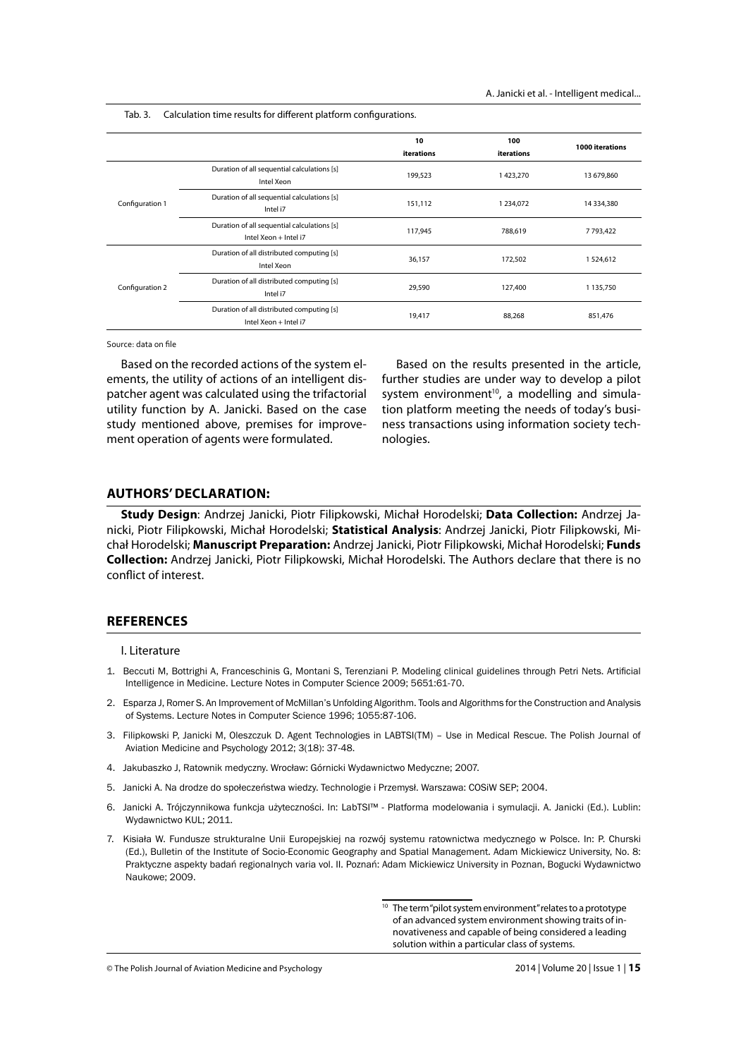Tab. 3. Calculation time results for different platform configurations.

| | | 10 iterations | 100 iterations | 1000 iterations |
|---|---|---|---|---|
| Configuration 1 | Duration of all sequential calculations [s] Intel Xeon | 199,523 | 1 423,270 | 13 679,860 |
| | Duration of all sequential calculations [s] Intel i7 | 151,112 | 1 234,072 | 14 334,380 |
| | Duration of all sequential calculations [s] Intel Xeon + Intel i7 | 117,945 | 788,619 | 7 793,422 |
| Configuration 2 | Duration of all distributed computing [s] Intel Xeon | 36,157 | 172,502 | 1 524,612 |
| | Duration of all distributed computing [s] Intel i7 | 29,590 | 127,400 | 1 135,750 |
| | Duration of all distributed computing [s] Intel Xeon + Intel i7 | 19,417 | 88,268 | 851,476 |

Source: data on file

Based on the recorded actions of the system elements, the utility of actions of an intelligent dispatcher agent was calculated using the trifactorial utility function by A. Janicki. Based on the case study mentioned above, premises for improvement operation of agents were formulated.

Based on the results presented in the article, further studies are under way to develop a pilot system environment[10], a modelling and simulation platform meeting the needs of today's business transactions using information society technologies.

## AUTHORS' DECLARATION:

**Study Design**: Andrzej Janicki, Piotr Filipkowski, Michał Horodelski; **Data Collection:** Andrzej Janicki, Piotr Filipkowski, Michał Horodelski; **Statistical Analysis**: Andrzej Janicki, Piotr Filipkowski, Michał Horodelski; **Manuscript Preparation:** Andrzej Janicki, Piotr Filipkowski, Michał Horodelski; **Funds Collection:** Andrzej Janicki, Piotr Filipkowski, Michał Horodelski. The Authors declare that there is no conflict of interest.

## REFERENCES

I. Literature

1. Beccuti M, Bottrighi A, Franceschinis G, Montani S, Terenziani P. Modeling clinical guidelines through Petri Nets. Artificial Intelligence in Medicine. Lecture Notes in Computer Science 2009; 5651:61-70.
2. Esparza J, Romer S. An Improvement of McMillan's Unfolding Algorithm. Tools and Algorithms for the Construction and Analysis of Systems. Lecture Notes in Computer Science 1996; 1055:87-106.
3. Filipkowski P, Janicki M, Oleszczuk D. Agent Technologies in LABTSI(TM) – Use in Medical Rescue. The Polish Journal of Aviation Medicine and Psychology 2012; 3(18): 37-48.
4. Jakubaszko J, Ratownik medyczny. Wrocław: Górnicki Wydawnictwo Medyczne; 2007.
5. Janicki A. Na drodze do społeczeństwa wiedzy. Technologie i Przemysł. Warszawa: COSiW SEP; 2004.
6. Janicki A. Trójczynnikowa funkcja użyteczności. In: LabTSI™ - Platforma modelowania i symulacji. A. Janicki (Ed.). Lublin: Wydawnictwo KUL; 2011.
7. Kisiała W. Fundusze strukturalne Unii Europejskiej na rozwój systemu ratownictwa medycznego w Polsce. In: P. Churski (Ed.), Bulletin of the Institute of Socio-Economic Geography and Spatial Management. Adam Mickiewicz University, No. 8: Praktyczne aspekty badań regionalnych varia vol. II. Poznań: Adam Mickiewicz University in Poznan, Bogucki Wydawnictwo Naukowe; 2009.

[10] The term "pilot system environment" relates to a prototype of an advanced system environment showing traits of innovativeness and capable of being considered a leading solution within a particular class of systems.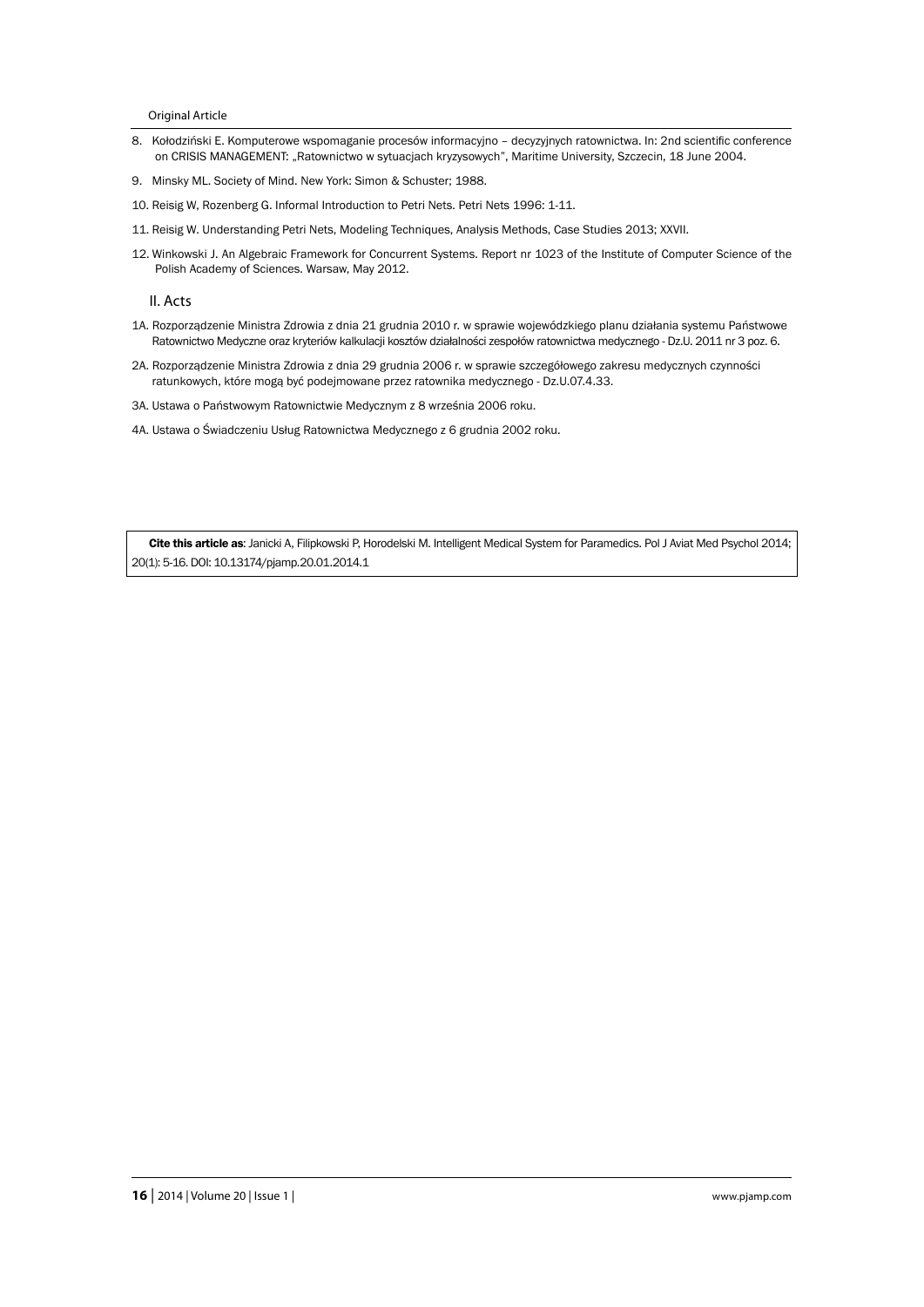8. Kołodziński E. Komputerowe wspomaganie procesów informacyjno – decyzyjnych ratownictwa. In: 2nd scientific conference on CRISIS MANAGEMENT: „Ratownictwo w sytuacjach kryzysowych", Maritime University, Szczecin, 18 June 2004.

9. Minsky ML. Society of Mind. New York: Simon & Schuster; 1988.

10. Reisig W, Rozenberg G. Informal Introduction to Petri Nets. Petri Nets 1996: 1-11.

11. Reisig W. Understanding Petri Nets, Modeling Techniques, Analysis Methods, Case Studies 2013; XXVII.

12. Winkowski J. An Algebraic Framework for Concurrent Systems. Report nr 1023 of the Institute of Computer Science of the Polish Academy of Sciences. Warsaw, May 2012.

## II. Acts

1A. Rozporządzenie Ministra Zdrowia z dnia 21 grudnia 2010 r. w sprawie wojewódzkiego planu działania systemu Państwowe Ratownictwo Medyczne oraz kryteriów kalkulacji kosztów działalności zespołów ratownictwa medycznego - Dz.U. 2011 nr 3 poz. 6.

2A. Rozporządzenie Ministra Zdrowia z dnia 29 grudnia 2006 r. w sprawie szczegółowego zakresu medycznych czynności ratunkowych, które mogą być podejmowane przez ratownika medycznego - Dz.U.07.4.33.

3A. Ustawa o Państwowym Ratownictwie Medycznym z 8 września 2006 roku.

4A. Ustawa o Świadczeniu Usług Ratownictwa Medycznego z 6 grudnia 2002 roku.

**Cite this article as**: Janicki A, Filipkowski P, Horodelski M. Intelligent Medical System for Paramedics. Pol J Aviat Med Psychol 2014; 20(1): 5-16. DOI: 10.13174/pjamp.20.01.2014.1